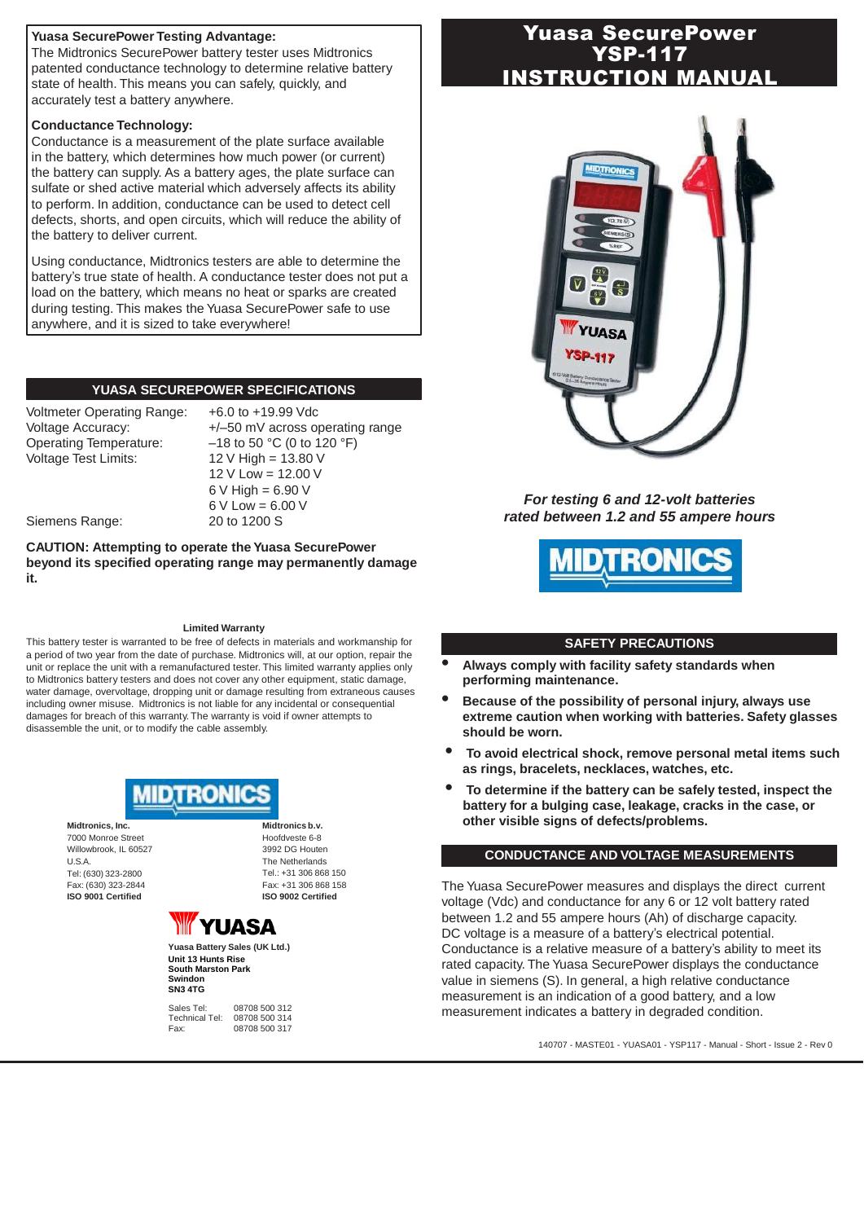# Yuasa SecurePower YSP-117 INSTRUCTION MANUAL

*For testing 6 and 12-volt batteries rated between 1.2 and 55 ampere hours*

**Yuasa SecurePower Testing Advantage:**
The Midtronics SecurePower battery tester uses Midtronics patented conductance technology to determine relative battery state of health. This means you can safely, quickly, and accurately test a battery anywhere.

**Conductance Technology:**
Conductance is a measurement of the plate surface available in the battery, which determines how much power (or current) the battery can supply. As a battery ages, the plate surface can sulfate or shed active material which adversely affects its ability to perform. In addition, conductance can be used to detect cell defects, shorts, and open circuits, which will reduce the ability of the battery to deliver current.

Using conductance, Midtronics testers are able to determine the battery's true state of health. A conductance tester does not put a load on the battery, which means no heat or sparks are created during testing. This makes the Yuasa SecurePower safe to use anywhere, and it is sized to take everywhere!

## YUASA SECUREPOWER SPECIFICATIONS

| | |
|---|---|
| Voltmeter Operating Range: | +6.0 to +19.99 Vdc |
| Voltage Accuracy: | +/–50 mV across operating range |
| Operating Temperature: | –18 to 50 °C (0 to 120 °F) |
| Voltage Test Limits: | 12 V High = 13.80 V |
| | 12 V Low = 12.00 V |
| | 6 V High = 6.90 V |
| | 6 V Low = 6.00 V |
| Siemens Range: | 20 to 1200 S |

**CAUTION: Attempting to operate the Yuasa SecurePower beyond its specified operating range may permanently damage it.**

### Limited Warranty

This battery tester is warranted to be free of defects in materials and workmanship for a period of two year from the date of purchase. Midtronics will, at our option, repair the unit or replace the unit with a remanufactured tester. This limited warranty applies only to Midtronics battery testers and does not cover any other equipment, static damage, water damage, overvoltage, dropping unit or damage resulting from extraneous causes including owner misuse. Midtronics is not liable for any incidental or consequential damages for breach of this warranty. The warranty is void if owner attempts to disassemble the unit, or to modify the cable assembly.

## SAFETY PRECAUTIONS

- **Always comply with facility safety standards when performing maintenance.**
- **Because of the possibility of personal injury, always use extreme caution when working with batteries. Safety glasses should be worn.**
- **To avoid electrical shock, remove personal metal items such as rings, bracelets, necklaces, watches, etc.**
- **To determine if the battery can be safely tested, inspect the battery for a bulging case, leakage, cracks in the case, or other visible signs of defects/problems.**

## CONDUCTANCE AND VOLTAGE MEASUREMENTS

The Yuasa SecurePower measures and displays the direct current voltage (Vdc) and conductance for any 6 or 12 volt battery rated between 1.2 and 55 ampere hours (Ah) of discharge capacity. DC voltage is a measure of a battery's electrical potential. Conductance is a relative measure of a battery's ability to meet its rated capacity. The Yuasa SecurePower displays the conductance value in siemens (S). In general, a high relative conductance measurement is an indication of a good battery, and a low measurement indicates a battery in degraded condition.

MIDTRONICS

**Midtronics, Inc.**
7000 Monroe Street
Willowbrook, IL 60527
U.S.A.
Tel: (630) 323-2800
Fax: (630) 323-2844
**ISO 9001 Certified**

**Midtronics b.v.**
Hoofdveste 6-8
3992 DG Houten
The Netherlands
Tel.: +31 306 868 150
Fax: +31 306 868 158
**ISO 9002 Certified**

YUASA

**Yuasa Battery Sales (UK Ltd.)**
**Unit 13 Hunts Rise**
**South Marston Park**
**Swindon**
**SN3 4TG**

Sales Tel: 08708 500 312
Technical Tel: 08708 500 314
Fax: 08708 500 317

140707 - MASTE01 - YUASA01 - YSP117 - Manual - Short - Issue 2 - Rev 0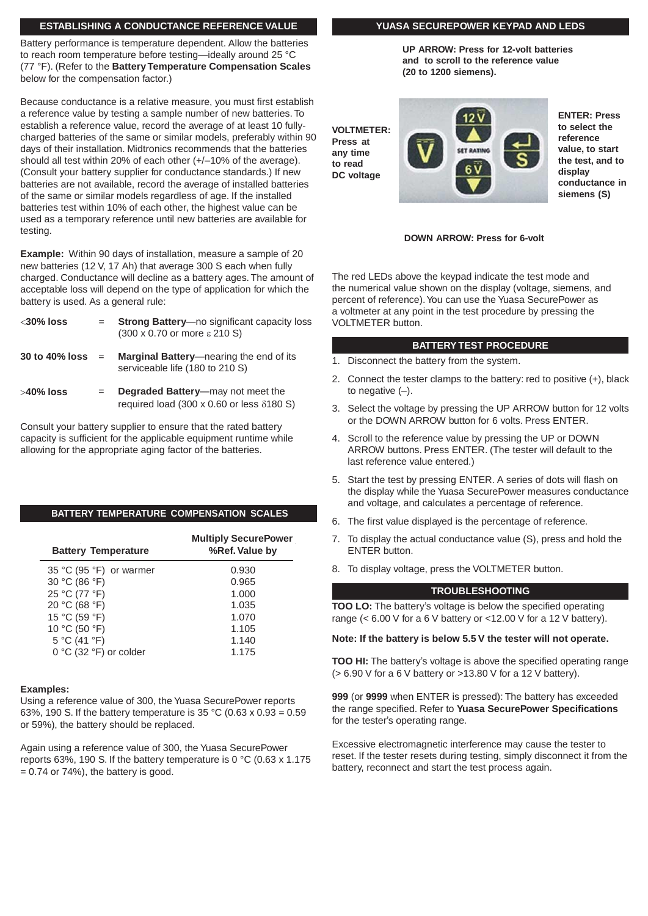## ESTABLISHING A CONDUCTANCE REFERENCE VALUE

Battery performance is temperature dependent. Allow the batteries to reach room temperature before testing—ideally around 25 °C (77 °F). (Refer to the **Battery Temperature Compensation Scales** below for the compensation factor.)

Because conductance is a relative measure, you must first establish a reference value by testing a sample number of new batteries. To establish a reference value, record the average of at least 10 fully-charged batteries of the same or similar models, preferably within 90 days of their installation. Midtronics recommends that the batteries should all test within 20% of each other (+/–10% of the average). (Consult your battery supplier for conductance standards.) If new batteries are not available, record the average of installed batteries of the same or similar models regardless of age. If the installed batteries test within 10% of each other, the highest value can be used as a temporary reference until new batteries are available for testing.

**Example:** Within 90 days of installation, measure a sample of 20 new batteries (12 V, 17 Ah) that average 300 S each when fully charged. Conductance will decline as a battery ages. The amount of acceptable loss will depend on the type of application for which the battery is used. As a general rule:

| | | |
|---|---|---|
| **<30% loss** | = | **Strong Battery**—no significant capacity loss (300 x 0.70 or more ε 210 S) |
| **30 to 40% loss** | = | **Marginal Battery**—nearing the end of its serviceable life (180 to 210 S) |
| **>40% loss** | = | **Degraded Battery**—may not meet the required load (300 x 0.60 or less δ180 S) |

Consult your battery supplier to ensure that the rated battery capacity is sufficient for the applicable equipment runtime while allowing for the appropriate aging factor of the batteries.

## BATTERY TEMPERATURE COMPENSATION SCALES

| Battery Temperature | Multiply SecurePower %Ref. Value by |
|---|---|
| 35 °C (95 °F) or warmer | 0.930 |
| 30 °C (86 °F) | 0.965 |
| 25 °C (77 °F) | 1.000 |
| 20 °C (68 °F) | 1.035 |
| 15 °C (59 °F) | 1.070 |
| 10 °C (50 °F) | 1.105 |
| 5 °C (41 °F) | 1.140 |
| 0 °C (32 °F) or colder | 1.175 |

**Examples:**

Using a reference value of 300, the Yuasa SecurePower reports 63%, 190 S. If the battery temperature is 35 °C (0.63 x 0.93 = 0.59 or 59%), the battery should be replaced.

Again using a reference value of 300, the Yuasa SecurePower reports 63%, 190 S. If the battery temperature is 0 °C (0.63 x 1.175 = 0.74 or 74%), the battery is good.

## YUASA SECUREPOWER KEYPAD AND LEDS

**UP ARROW: Press for 12-volt batteries and to scroll to the reference value (20 to 1200 siemens).**

**VOLTMETER: Press at any time to read DC voltage**

12V

SET RATING

6V

**ENTER: Press to select the reference value, to start the test, and to display conductance in siemens (S)**

**DOWN ARROW: Press for 6-volt**

The red LEDs above the keypad indicate the test mode and the numerical value shown on the display (voltage, siemens, and percent of reference). You can use the Yuasa SecurePower as a voltmeter at any point in the test procedure by pressing the VOLTMETER button.

## BATTERY TEST PROCEDURE

1. Disconnect the battery from the system.
2. Connect the tester clamps to the battery: red to positive (+), black to negative (–).
3. Select the voltage by pressing the UP ARROW button for 12 volts or the DOWN ARROW button for 6 volts. Press ENTER.
4. Scroll to the reference value by pressing the UP or DOWN ARROW buttons. Press ENTER. (The tester will default to the last reference value entered.)
5. Start the test by pressing ENTER. A series of dots will flash on the display while the Yuasa SecurePower measures conductance and voltage, and calculates a percentage of reference.
6. The first value displayed is the percentage of reference.
7. To display the actual conductance value (S), press and hold the ENTER button.
8. To display voltage, press the VOLTMETER button.

## TROUBLESHOOTING

**TOO LO:** The battery's voltage is below the specified operating range (< 6.00 V for a 6 V battery or <12.00 V for a 12 V battery).

**Note: If the battery is below 5.5 V the tester will not operate.**

**TOO HI:** The battery's voltage is above the specified operating range (> 6.90 V for a 6 V battery or >13.80 V for a 12 V battery).

**999** (or **9999** when ENTER is pressed): The battery has exceeded the range specified. Refer to **Yuasa SecurePower Specifications** for the tester's operating range.

Excessive electromagnetic interference may cause the tester to reset. If the tester resets during testing, simply disconnect it from the battery, reconnect and start the test process again.